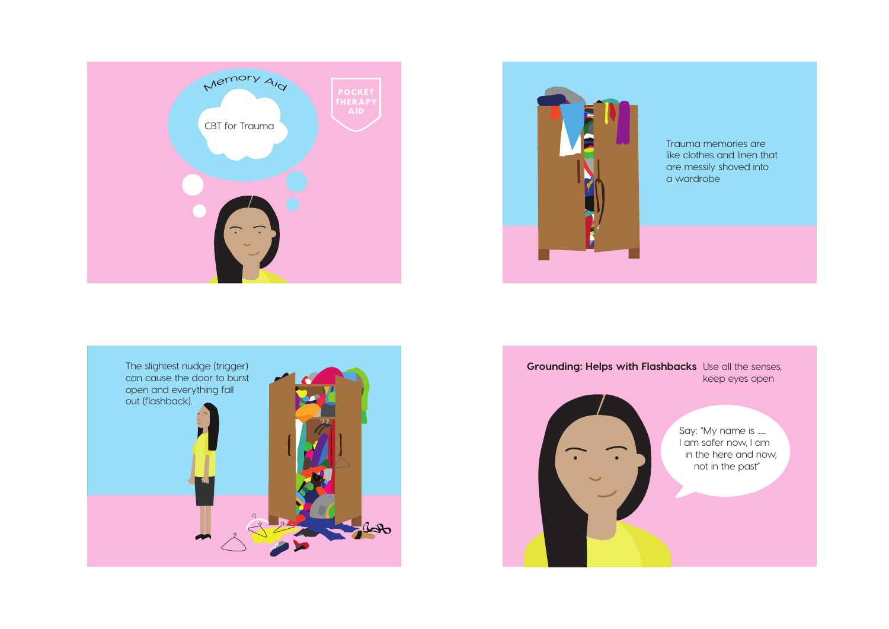# Memory Aid

CBT for Trauma

POCKET THERAPY AID

Trauma memories are like clothes and linen that are messily shoved into a wardrobe

The slightest nudge (trigger) can cause the door to burst open and everything fall out (flashback).

**Grounding: Helps with Flashbacks** Use all the senses, keep eyes open

Say: "My name is ...... I am safer now, I am in the here and now, not in the past"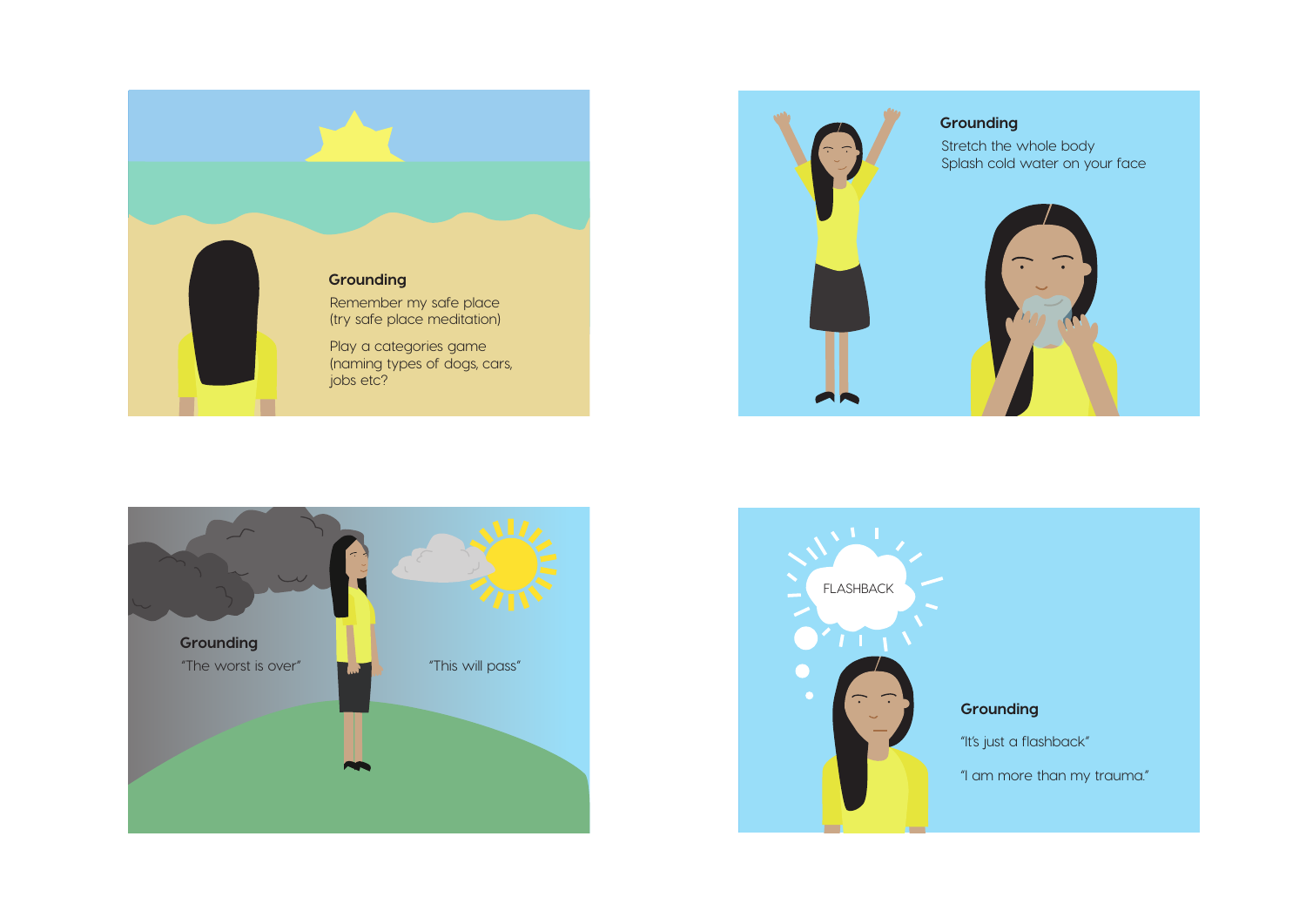**Grounding**

Remember my safe place
(try safe place meditation)

Play a categories game
(naming types of dogs, cars, jobs etc?

**Grounding**

Stretch the whole body
Splash cold water on your face

**Grounding**

"The worst is over"

"This will pass"

FLASHBACK

**Grounding**

"It's just a flashback"

"I am more than my trauma."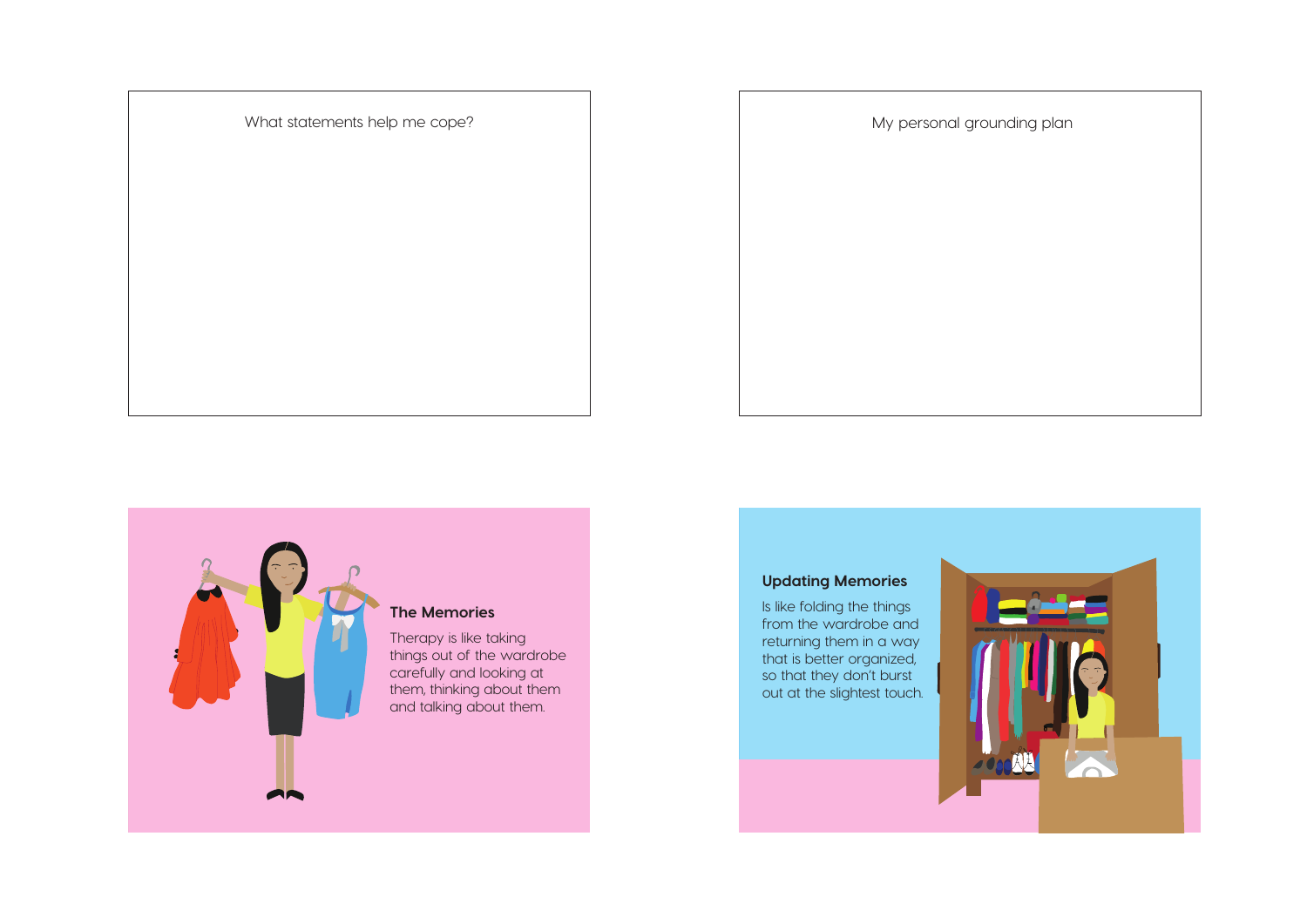What statements help me cope?

My personal grounding plan

### The Memories

Therapy is like taking things out of the wardrobe carefully and looking at them, thinking about them and talking about them.

### Updating Memories

Is like folding the things from the wardrobe and returning them in a way that is better organized, so that they don't burst out at the slightest touch.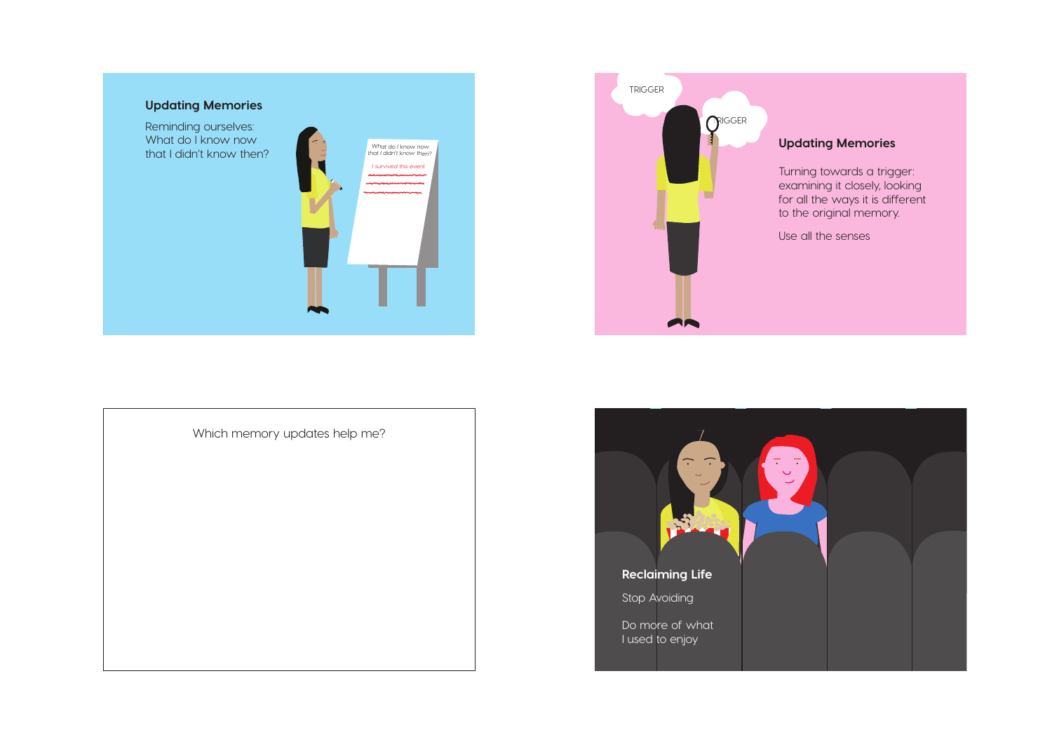## Updating Memories

Reminding ourselves:
What do I know now
that I didn't know then?

What do I know now that I didn't know then?

I survived this event

TRIGGER

TRIGGER

## Updating Memories

Turning towards a trigger: examining it closely, looking for all the ways it is different to the original memory.

Use all the senses

Which memory updates help me?

## Reclaiming Life

Stop Avoiding

Do more of what I used to enjoy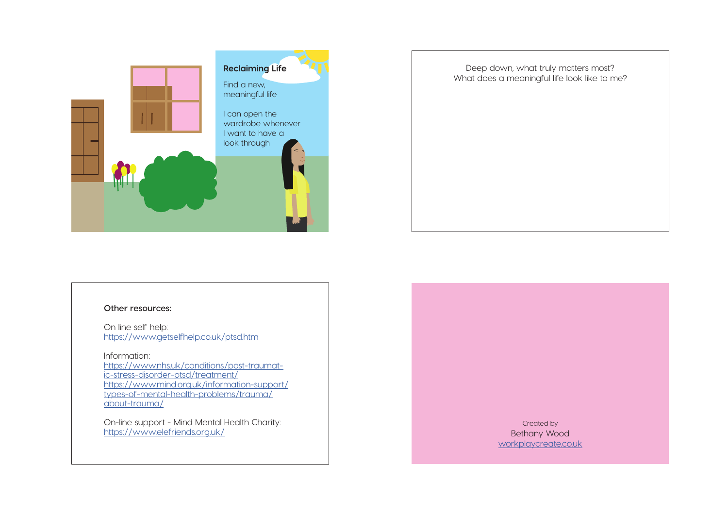## Reclaiming Life

Find a new, meaningful life

I can open the wardrobe whenever I want to have a look through

Deep down, what truly matters most?
What does a meaningful life look like to me?

**Other resources:**

On line self help:
https://www.getselfhelp.co.uk/ptsd.htm

Information:
https://www.nhs.uk/conditions/post-traumatic-stress-disorder-ptsd/treatment/
https://www.mind.org.uk/information-support/types-of-mental-health-problems/trauma/about-trauma/

On-line support - Mind Mental Health Charity:
https://www.elefriends.org.uk/

Created by
Bethany Wood
workplaycreate.co.uk